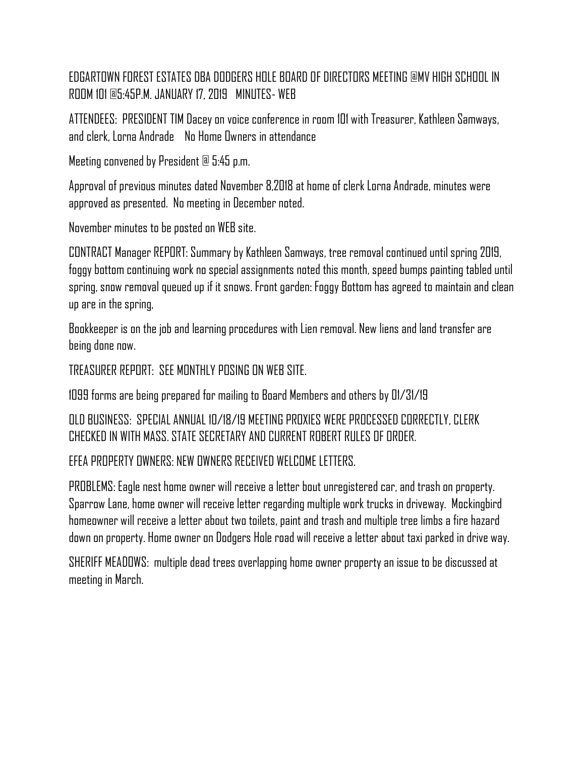EDGARTOWN FOREST ESTATES DBA DODGERS HOLE BOARD OF DIRECTORS MEETING @MV HIGH SCHOOL IN ROOM 101 @5:45P.M. JANUARY 17, 2019 MINUTES- WEB

ATTENDEES: PRESIDENT TIM Dacey on voice conference in room 101 with Treasurer, Kathleen Samways, and clerk, Lorna Andrade No Home Owners in attendance

Meeting convened by President @ 5:45 p.m.

Approval of previous minutes dated November 8,2018 at home of clerk Lorna Andrade, minutes were approved as presented. No meeting in December noted.

November minutes to be posted on WEB site.

CONTRACT Manager REPORT: Summary by Kathleen Samways, tree removal continued until spring 2019, foggy bottom continuing work no special assignments noted this month, speed bumps painting tabled until spring, snow removal queued up if it snows. Front garden: Foggy Bottom has agreed to maintain and clean up are in the spring,

Bookkeeper is on the job and learning procedures with Lien removal. New liens and land transfer are being done now.

TREASURER REPORT: SEE MONTHLY POSING ON WEB SITE.

1099 forms are being prepared for mailing to Board Members and others by 01/31/19

OLD BUSINESS: SPECIAL ANNUAL 10/18/19 MEETING PROXIES WERE PROCESSED CORRECTLY, CLERK CHECKED IN WITH MASS. STATE SECRETARY AND CURRENT ROBERT RULES OF ORDER.

EFEA PROPERTY OWNERS: NEW OWNERS RECEIVED WELCOME LETTERS.

PROBLEMS: Eagle nest home owner will receive a letter bout unregistered car, and trash on property. Sparrow Lane, home owner will receive letter regarding multiple work trucks in driveway. Mockingbird homeowner will receive a letter about two toilets, paint and trash and multiple tree limbs a fire hazard down on property. Home owner on Dodgers Hole road will receive a letter about taxi parked in drive way.

SHERIFF MEADOWS: multiple dead trees overlapping home owner property an issue to be discussed at meeting in March.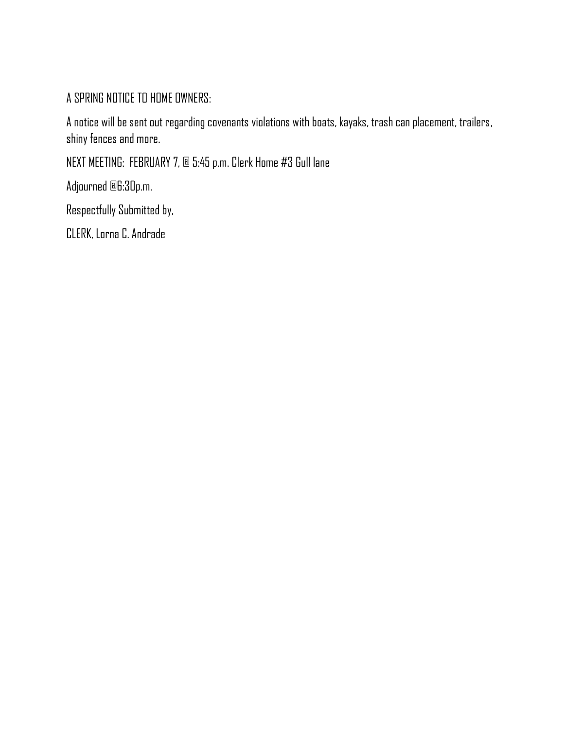A SPRING NOTICE TO HOME OWNERS:

A notice will be sent out regarding covenants violations with boats, kayaks, trash can placement, trailers, shiny fences and more.

NEXT MEETING: FEBRUARY 7, @ 5:45 p.m. Clerk Home #3 Gull lane

Adjourned @6:30p.m.

Respectfully Submitted by,

CLERK, Lorna C. Andrade